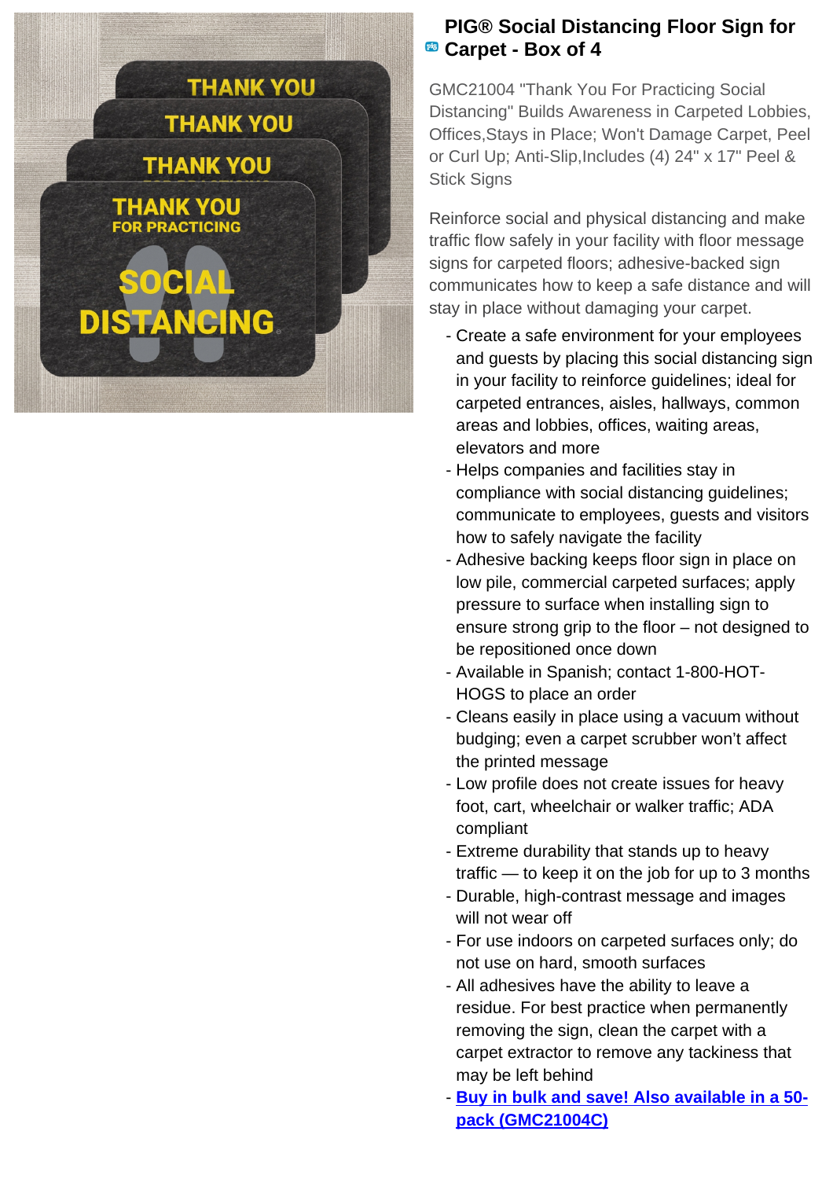# PIG® Social Distancing Floor Sign for Carpet - Box of 4

GMC21004 "Thank You For Practicing Social Distancing" Builds Awareness in Carpeted Lobbies, Offices,Stays in Place; Won't Damage Carpet, Peel or Curl Up; Anti-Slip,Includes (4) 24" x 17" Peel & Stick Signs

Reinforce social and physical distancing and make traffic flow safely in your facility with floor message signs for carpeted floors; adhesive-backed sign communicates how to keep a safe distance and will stay in place without damaging your carpet.

- Create a safe environment for your employees and guests by placing this social distancing sign in your facility to reinforce guidelines; ideal for carpeted entrances, aisles, hallways, common areas and lobbies, offices, waiting areas, elevators and more
- Helps companies and facilities stay in compliance with social distancing guidelines; communicate to employees, guests and visitors how to safely navigate the facility
- Adhesive backing keeps floor sign in place on low pile, commercial carpeted surfaces; apply pressure to surface when installing sign to ensure strong grip to the floor – not designed to be repositioned once down
- Available in Spanish; contact 1-800-HOT-HOGS to place an order
- Cleans easily in place using a vacuum without budging; even a carpet scrubber won't affect the printed message
- Low profile does not create issues for heavy foot, cart, wheelchair or walker traffic; ADA compliant
- Extreme durability that stands up to heavy traffic — to keep it on the job for up to 3 months
- Durable, high-contrast message and images will not wear off
- For use indoors on carpeted surfaces only; do not use on hard, smooth surfaces
- All adhesives have the ability to leave a residue. For best practice when permanently removing the sign, clean the carpet with a carpet extractor to remove any tackiness that may be left behind
- **Buy in bulk and save! Also available in a 50-pack (GMC21004C)**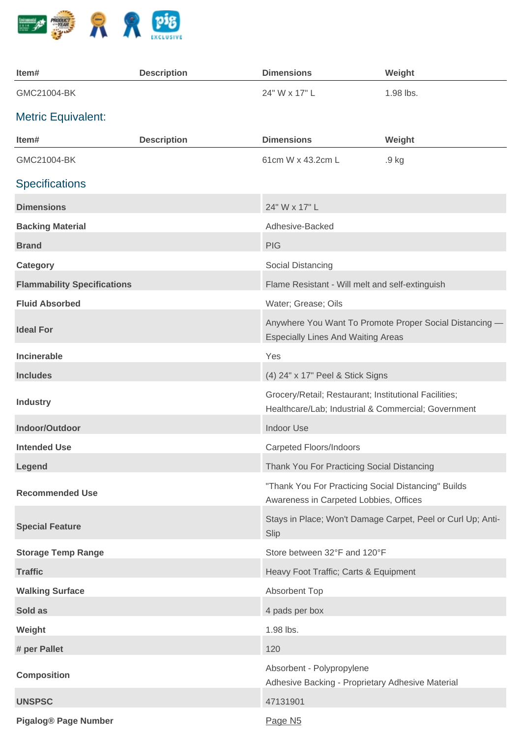| Item# | Description | Dimensions | Weight |
|---|---|---|---|
| GMC21004-BK | | 24" W x 17" L | 1.98 lbs. |

## Metric Equivalent:

| Item# | Description | Dimensions | Weight |
|---|---|---|---|
| GMC21004-BK | | 61cm W x 43.2cm L | .9 kg |

## Specifications

| | |
|---|---|
| **Dimensions** | 24" W x 17" L |
| **Backing Material** | Adhesive-Backed |
| **Brand** | PIG |
| **Category** | Social Distancing |
| **Flammability Specifications** | Flame Resistant - Will melt and self-extinguish |
| **Fluid Absorbed** | Water; Grease; Oils |
| **Ideal For** | Anywhere You Want To Promote Proper Social Distancing — Especially Lines And Waiting Areas |
| **Incinerable** | Yes |
| **Includes** | (4) 24" x 17" Peel & Stick Signs |
| **Industry** | Grocery/Retail; Restaurant; Institutional Facilities; Healthcare/Lab; Industrial & Commercial; Government |
| **Indoor/Outdoor** | Indoor Use |
| **Intended Use** | Carpeted Floors/Indoors |
| **Legend** | Thank You For Practicing Social Distancing |
| **Recommended Use** | "Thank You For Practicing Social Distancing" Builds Awareness in Carpeted Lobbies, Offices |
| **Special Feature** | Stays in Place; Won't Damage Carpet, Peel or Curl Up; Anti-Slip |
| **Storage Temp Range** | Store between 32°F and 120°F |
| **Traffic** | Heavy Foot Traffic; Carts & Equipment |
| **Walking Surface** | Absorbent Top |
| **Sold as** | 4 pads per box |
| **Weight** | 1.98 lbs. |
| **# per Pallet** | 120 |
| **Composition** | Absorbent - Polypropylene<br>Adhesive Backing - Proprietary Adhesive Material |
| **UNSPSC** | 47131901 |
| **Pigalog® Page Number** | Page N5 |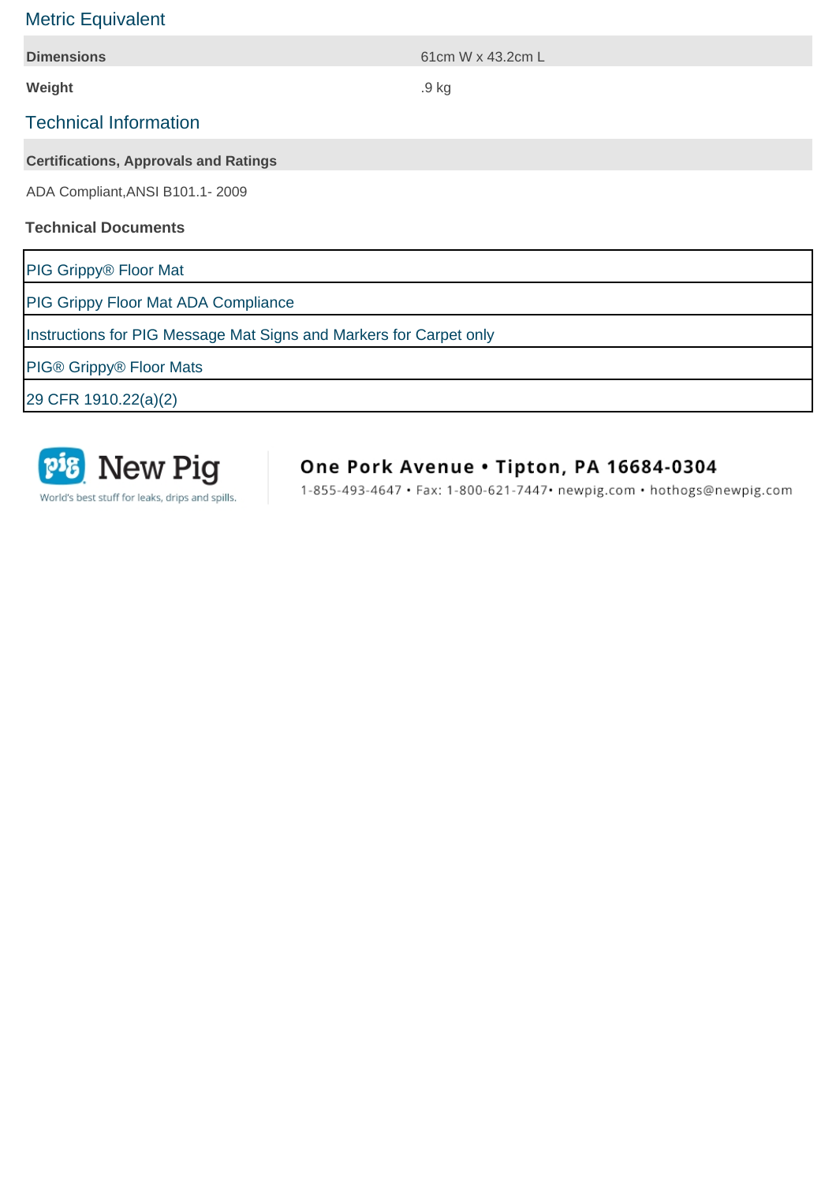## Metric Equivalent

| | |
|---|---|
| **Dimensions** | 61cm W x 43.2cm L |
| **Weight** | .9 kg |

## Technical Information

**Certifications, Approvals and Ratings**

ADA Compliant,ANSI B101.1- 2009

**Technical Documents**

- PIG Grippy® Floor Mat
- PIG Grippy Floor Mat ADA Compliance
- Instructions for PIG Message Mat Signs and Markers for Carpet only
- PIG® Grippy® Floor Mats
- 29 CFR 1910.22(a)(2)

New Pig
World's best stuff for leaks, drips and spills.

**One Pork Avenue • Tipton, PA 16684-0304**
1-855-493-4647 • Fax: 1-800-621-7447• newpig.com • hothogs@newpig.com